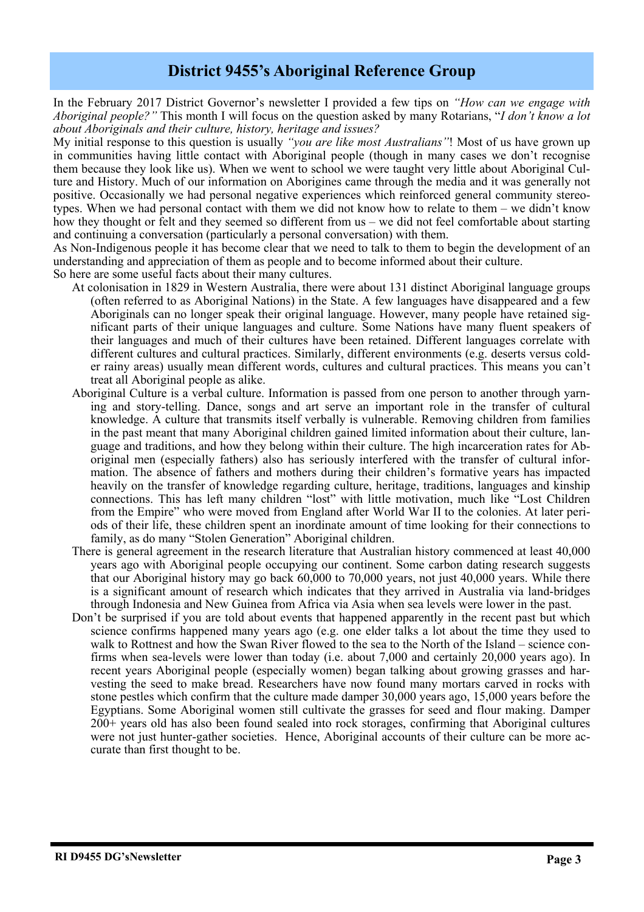## District 9455's Aboriginal Reference Group

In the February 2017 District Governor's newsletter I provided a few tips on *"How can we engage with Aboriginal people?"* This month I will focus on the question asked by many Rotarians, "*I don't know a lot about Aboriginals and their culture, history, heritage and issues?*

My initial response to this question is usually *"you are like most Australians"*! Most of us have grown up in communities having little contact with Aboriginal people (though in many cases we don't recognise them because they look like us). When we went to school we were taught very little about Aboriginal Culture and History. Much of our information on Aborigines came through the media and it was generally not positive. Occasionally we had personal negative experiences which reinforced general community stereotypes. When we had personal contact with them we did not know how to relate to them – we didn't know how they thought or felt and they seemed so different from us – we did not feel comfortable about starting and continuing a conversation (particularly a personal conversation) with them.

As Non-Indigenous people it has become clear that we need to talk to them to begin the development of an understanding and appreciation of them as people and to become informed about their culture.

So here are some useful facts about their many cultures.

- At colonisation in 1829 in Western Australia, there were about 131 distinct Aboriginal language groups (often referred to as Aboriginal Nations) in the State. A few languages have disappeared and a few Aboriginals can no longer speak their original language. However, many people have retained significant parts of their unique languages and culture. Some Nations have many fluent speakers of their languages and much of their cultures have been retained. Different languages correlate with different cultures and cultural practices. Similarly, different environments (e.g. deserts versus colder rainy areas) usually mean different words, cultures and cultural practices. This means you can't treat all Aboriginal people as alike.
- Aboriginal Culture is a verbal culture. Information is passed from one person to another through yarning and story-telling. Dance, songs and art serve an important role in the transfer of cultural knowledge. A culture that transmits itself verbally is vulnerable. Removing children from families in the past meant that many Aboriginal children gained limited information about their culture, language and traditions, and how they belong within their culture. The high incarceration rates for Aboriginal men (especially fathers) also has seriously interfered with the transfer of cultural information. The absence of fathers and mothers during their children's formative years has impacted heavily on the transfer of knowledge regarding culture, heritage, traditions, languages and kinship connections. This has left many children "lost" with little motivation, much like "Lost Children from the Empire" who were moved from England after World War II to the colonies. At later periods of their life, these children spent an inordinate amount of time looking for their connections to family, as do many "Stolen Generation" Aboriginal children.
- There is general agreement in the research literature that Australian history commenced at least 40,000 years ago with Aboriginal people occupying our continent. Some carbon dating research suggests that our Aboriginal history may go back 60,000 to 70,000 years, not just 40,000 years. While there is a significant amount of research which indicates that they arrived in Australia via land-bridges through Indonesia and New Guinea from Africa via Asia when sea levels were lower in the past.
- Don't be surprised if you are told about events that happened apparently in the recent past but which science confirms happened many years ago (e.g. one elder talks a lot about the time they used to walk to Rottnest and how the Swan River flowed to the sea to the North of the Island – science confirms when sea-levels were lower than today (i.e. about 7,000 and certainly 20,000 years ago). In recent years Aboriginal people (especially women) began talking about growing grasses and harvesting the seed to make bread. Researchers have now found many mortars carved in rocks with stone pestles which confirm that the culture made damper 30,000 years ago, 15,000 years before the Egyptians. Some Aboriginal women still cultivate the grasses for seed and flour making. Damper 200+ years old has also been found sealed into rock storages, confirming that Aboriginal cultures were not just hunter-gather societies. Hence, Aboriginal accounts of their culture can be more accurate than first thought to be.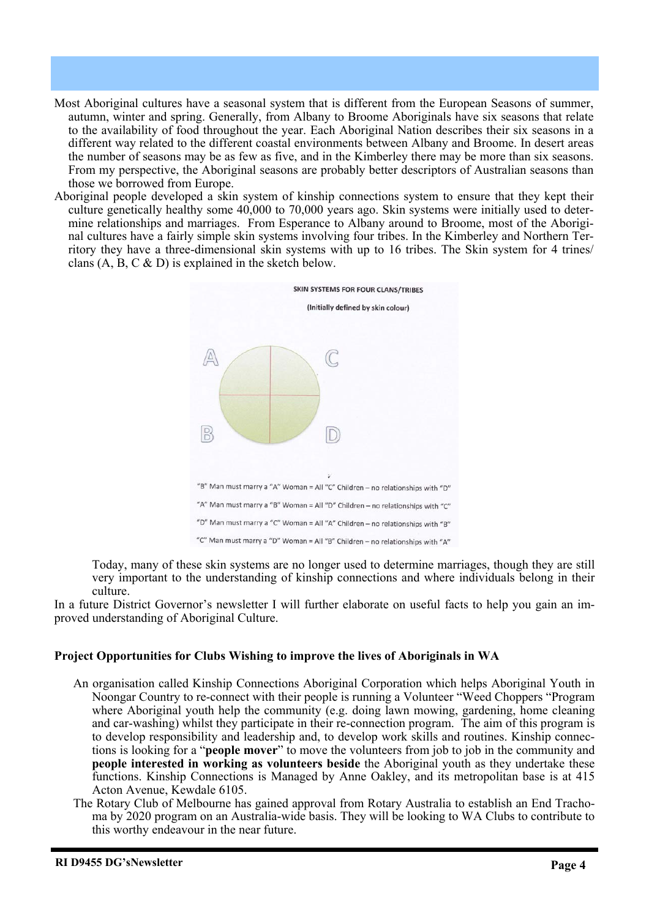Most Aboriginal cultures have a seasonal system that is different from the European Seasons of summer, autumn, winter and spring. Generally, from Albany to Broome Aboriginals have six seasons that relate to the availability of food throughout the year. Each Aboriginal Nation describes their six seasons in a different way related to the different coastal environments between Albany and Broome. In desert areas the number of seasons may be as few as five, and in the Kimberley there may be more than six seasons. From my perspective, the Aboriginal seasons are probably better descriptors of Australian seasons than those we borrowed from Europe.

Aboriginal people developed a skin system of kinship connections system to ensure that they kept their culture genetically healthy some 40,000 to 70,000 years ago. Skin systems were initially used to determine relationships and marriages. From Esperance to Albany around to Broome, most of the Aboriginal cultures have a fairly simple skin systems involving four tribes. In the Kimberley and Northern Territory they have a three-dimensional skin systems with up to 16 tribes. The Skin system for 4 trines/ clans (A, B, C & D) is explained in the sketch below.

**SKIN SYSTEMS FOR FOUR CLANS/TRIBES**

(Initially defined by skin colour)

A C

B D

"B" Man must marry a "A" Woman = All "C" Children – no relationships with "D"

"A" Man must marry a "B" Woman = All "D" Children – no relationships with "C"

"D" Man must marry a "C" Woman = All "A" Children – no relationships with "B"

"C" Man must marry a "D" Woman = All "B" Children – no relationships with "A"

Today, many of these skin systems are no longer used to determine marriages, though they are still very important to the understanding of kinship connections and where individuals belong in their culture.

In a future District Governor's newsletter I will further elaborate on useful facts to help you gain an improved understanding of Aboriginal Culture.

**Project Opportunities for Clubs Wishing to improve the lives of Aboriginals in WA**

An organisation called Kinship Connections Aboriginal Corporation which helps Aboriginal Youth in Noongar Country to re-connect with their people is running a Volunteer "Weed Choppers "Program where Aboriginal youth help the community (e.g. doing lawn mowing, gardening, home cleaning and car-washing) whilst they participate in their re-connection program. The aim of this program is to develop responsibility and leadership and, to develop work skills and routines. Kinship connections is looking for a "**people mover**" to move the volunteers from job to job in the community and **people interested in working as volunteers beside** the Aboriginal youth as they undertake these functions. Kinship Connections is Managed by Anne Oakley, and its metropolitan base is at 415 Acton Avenue, Kewdale 6105.

The Rotary Club of Melbourne has gained approval from Rotary Australia to establish an End Trachoma by 2020 program on an Australia-wide basis. They will be looking to WA Clubs to contribute to this worthy endeavour in the near future.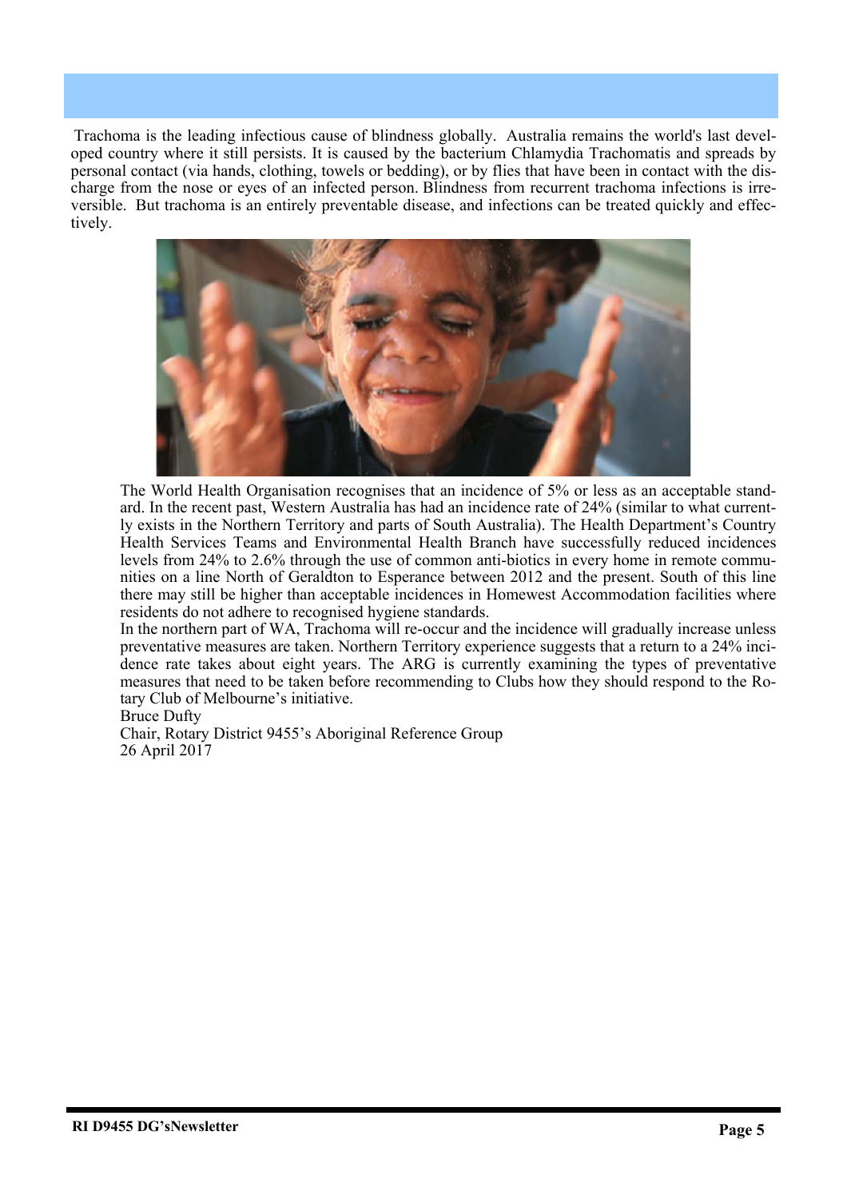Trachoma is the leading infectious cause of blindness globally. Australia remains the world's last developed country where it still persists. It is caused by the bacterium Chlamydia Trachomatis and spreads by personal contact (via hands, clothing, towels or bedding), or by flies that have been in contact with the discharge from the nose or eyes of an infected person. Blindness from recurrent trachoma infections is irreversible. But trachoma is an entirely preventable disease, and infections can be treated quickly and effectively.

The World Health Organisation recognises that an incidence of 5% or less as an acceptable standard. In the recent past, Western Australia has had an incidence rate of 24% (similar to what currently exists in the Northern Territory and parts of South Australia). The Health Department's Country Health Services Teams and Environmental Health Branch have successfully reduced incidences levels from 24% to 2.6% through the use of common anti-biotics in every home in remote communities on a line North of Geraldton to Esperance between 2012 and the present. South of this line there may still be higher than acceptable incidences in Homewest Accommodation facilities where residents do not adhere to recognised hygiene standards.

In the northern part of WA, Trachoma will re-occur and the incidence will gradually increase unless preventative measures are taken. Northern Territory experience suggests that a return to a 24% incidence rate takes about eight years. The ARG is currently examining the types of preventative measures that need to be taken before recommending to Clubs how they should respond to the Rotary Club of Melbourne's initiative.

Bruce Dufty

Chair, Rotary District 9455's Aboriginal Reference Group

26 April 2017